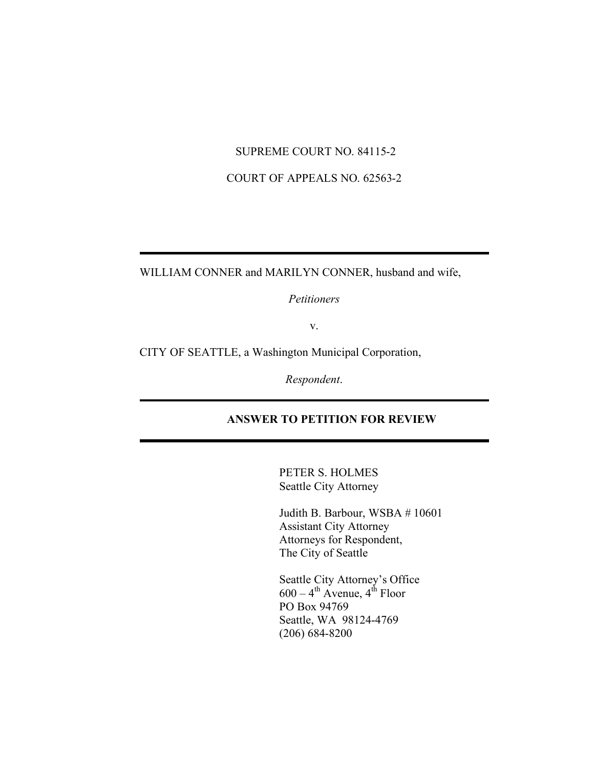SUPREME COURT NO. 84115-2

COURT OF APPEALS NO. 62563-2

---

WILLIAM CONNER and MARILYN CONNER, husband and wife,

*Petitioners*

v.

CITY OF SEATTLE, a Washington Municipal Corporation,

*Respondent*.

---

**ANSWER TO PETITION FOR REVIEW**

---

PETER S. HOLMES
Seattle City Attorney

Judith B. Barbour, WSBA # 10601
Assistant City Attorney
Attorneys for Respondent,
The City of Seattle

Seattle City Attorney's Office
600 – 4th Avenue, 4th Floor
PO Box 94769
Seattle, WA 98124-4769
(206) 684-8200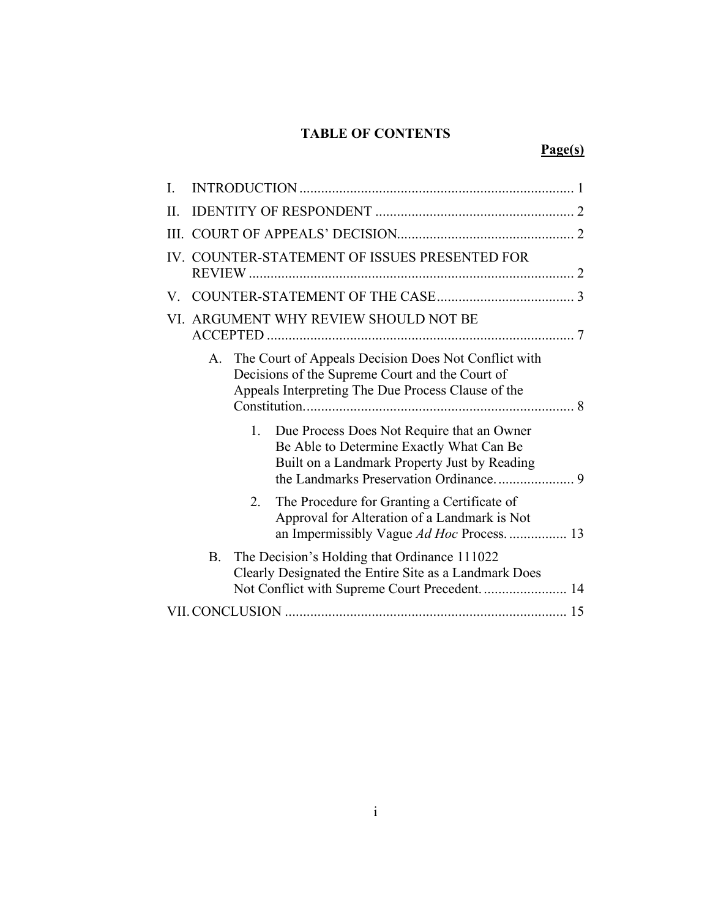## TABLE OF CONTENTS

**Page(s)**

I. INTRODUCTION ........................................................................... 1

II. IDENTITY OF RESPONDENT ....................................................... 2

III. COURT OF APPEALS' DECISION................................................. 2

IV. COUNTER-STATEMENT OF ISSUES PRESENTED FOR REVIEW .......................................................................................... 2

V. COUNTER-STATEMENT OF THE CASE...................................... 3

VI. ARGUMENT WHY REVIEW SHOULD NOT BE ACCEPTED ..................................................................................... 7

- A. The Court of Appeals Decision Does Not Conflict with Decisions of the Supreme Court and the Court of Appeals Interpreting The Due Process Clause of the Constitution........................................................................... 8
  - 1. Due Process Does Not Require that an Owner Be Able to Determine Exactly What Can Be Built on a Landmark Property Just by Reading the Landmarks Preservation Ordinance..................... 9
  - 2. The Procedure for Granting a Certificate of Approval for Alteration of a Landmark is Not an Impermissibly Vague *Ad Hoc* Process. ................ 13
- B. The Decision's Holding that Ordinance 111022 Clearly Designated the Entire Site as a Landmark Does Not Conflict with Supreme Court Precedent. ....................... 14

VII. CONCLUSION .............................................................................. 15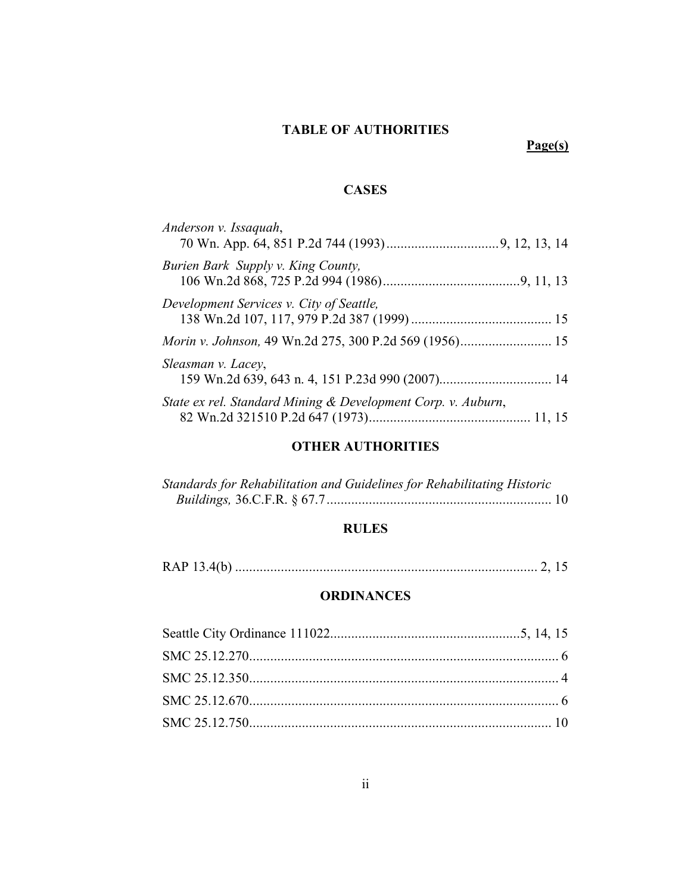# TABLE OF AUTHORITIES

**Page(s)**

## CASES

*Anderson v. Issaquah*,
70 Wn. App. 64, 851 P.2d 744 (1993)................................9, 12, 13, 14

*Burien Bark Supply v. King County,*
106 Wn.2d 868, 725 P.2d 994 (1986).......................................9, 11, 13

*Development Services v. City of Seattle,*
138 Wn.2d 107, 117, 979 P.2d 387 (1999)........................................ 15

*Morin v. Johnson,* 49 Wn.2d 275, 300 P.2d 569 (1956).......................... 15

*Sleasman v. Lacey*,
159 Wn.2d 639, 643 n. 4, 151 P.23d 990 (2007)................................ 14

*State ex rel. Standard Mining & Development Corp. v. Auburn*,
82 Wn.2d 321510 P.2d 647 (1973).............................................. 11, 15

## OTHER AUTHORITIES

*Standards for Rehabilitation and Guidelines for Rehabilitating Historic Buildings,* 36.C.F.R. § 67.7................................................................ 10

## RULES

RAP 13.4(b) ...................................................................................... 2, 15

## ORDINANCES

Seattle City Ordinance 111022......................................................5, 14, 15

SMC 25.12.270......................................................................................... 6

SMC 25.12.350......................................................................................... 4

SMC 25.12.670......................................................................................... 6

SMC 25.12.750....................................................................................... 10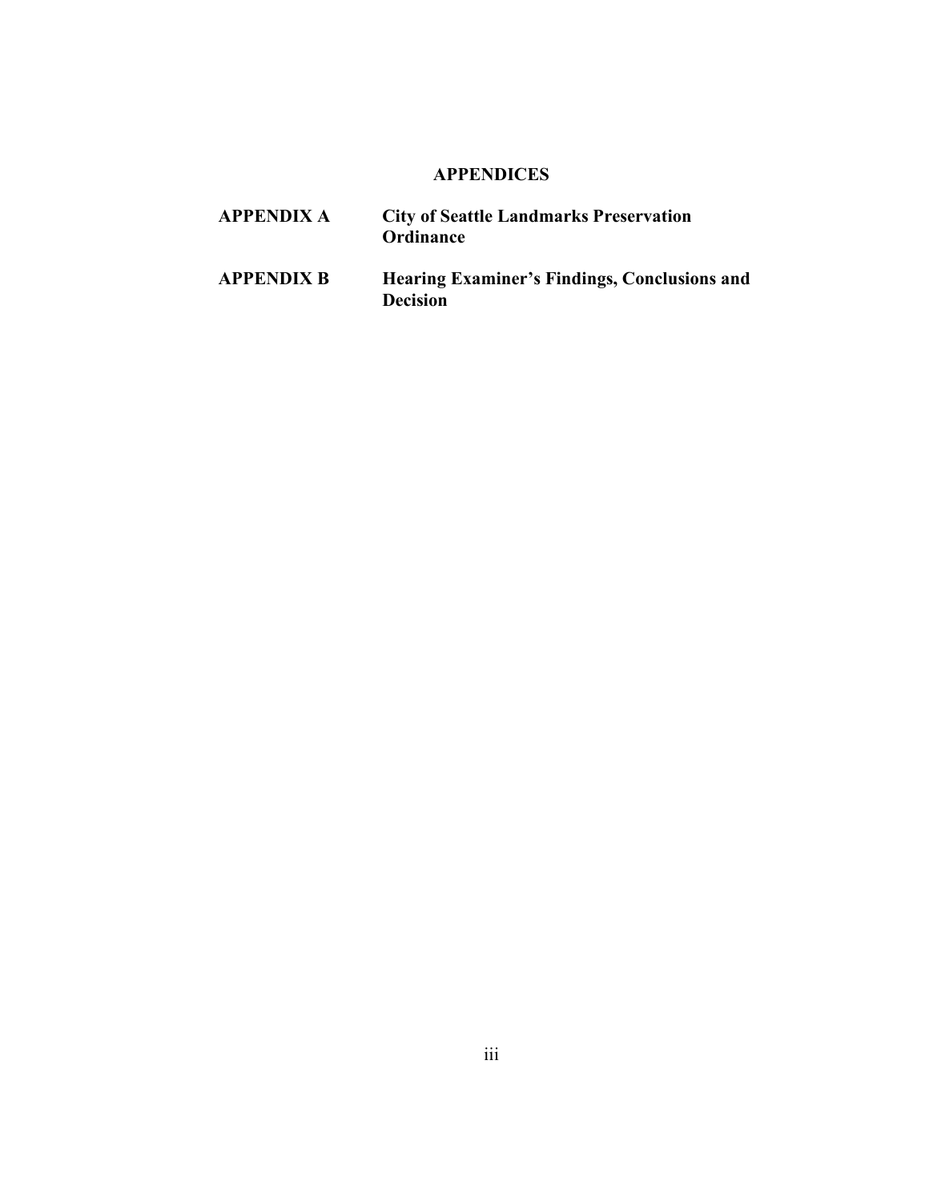## APPENDICES

**APPENDIX A** **City of Seattle Landmarks Preservation Ordinance**

**APPENDIX B** **Hearing Examiner's Findings, Conclusions and Decision**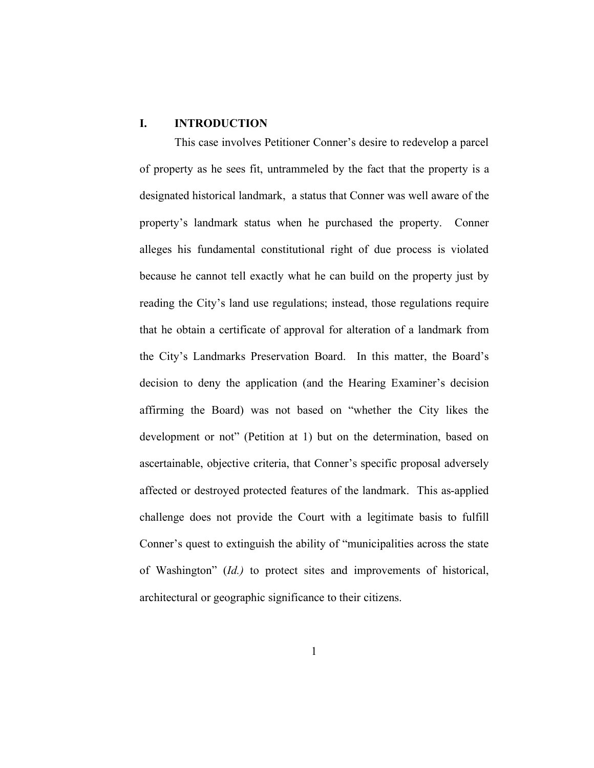## I. INTRODUCTION

This case involves Petitioner Conner's desire to redevelop a parcel of property as he sees fit, untrammeled by the fact that the property is a designated historical landmark, a status that Conner was well aware of the property's landmark status when he purchased the property. Conner alleges his fundamental constitutional right of due process is violated because he cannot tell exactly what he can build on the property just by reading the City's land use regulations; instead, those regulations require that he obtain a certificate of approval for alteration of a landmark from the City's Landmarks Preservation Board. In this matter, the Board's decision to deny the application (and the Hearing Examiner's decision affirming the Board) was not based on "whether the City likes the development or not" (Petition at 1) but on the determination, based on ascertainable, objective criteria, that Conner's specific proposal adversely affected or destroyed protected features of the landmark. This as-applied challenge does not provide the Court with a legitimate basis to fulfill Conner's quest to extinguish the ability of "municipalities across the state of Washington" (*Id.)* to protect sites and improvements of historical, architectural or geographic significance to their citizens.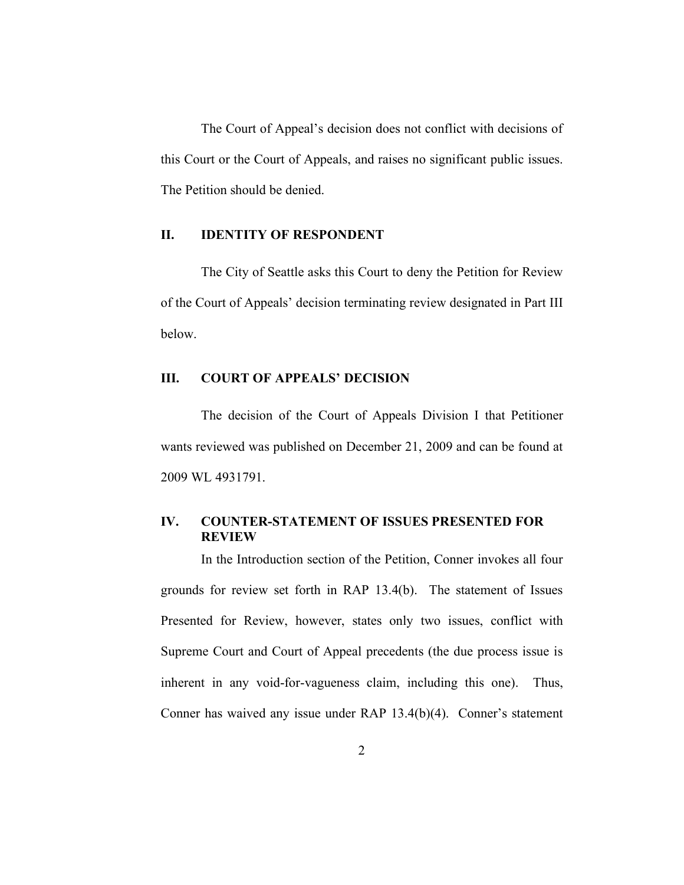The Court of Appeal's decision does not conflict with decisions of this Court or the Court of Appeals, and raises no significant public issues. The Petition should be denied.

## II. IDENTITY OF RESPONDENT

The City of Seattle asks this Court to deny the Petition for Review of the Court of Appeals' decision terminating review designated in Part III below.

## III. COURT OF APPEALS' DECISION

The decision of the Court of Appeals Division I that Petitioner wants reviewed was published on December 21, 2009 and can be found at 2009 WL 4931791.

## IV. COUNTER-STATEMENT OF ISSUES PRESENTED FOR REVIEW

In the Introduction section of the Petition, Conner invokes all four grounds for review set forth in RAP 13.4(b). The statement of Issues Presented for Review, however, states only two issues, conflict with Supreme Court and Court of Appeal precedents (the due process issue is inherent in any void-for-vagueness claim, including this one). Thus, Conner has waived any issue under RAP 13.4(b)(4). Conner's statement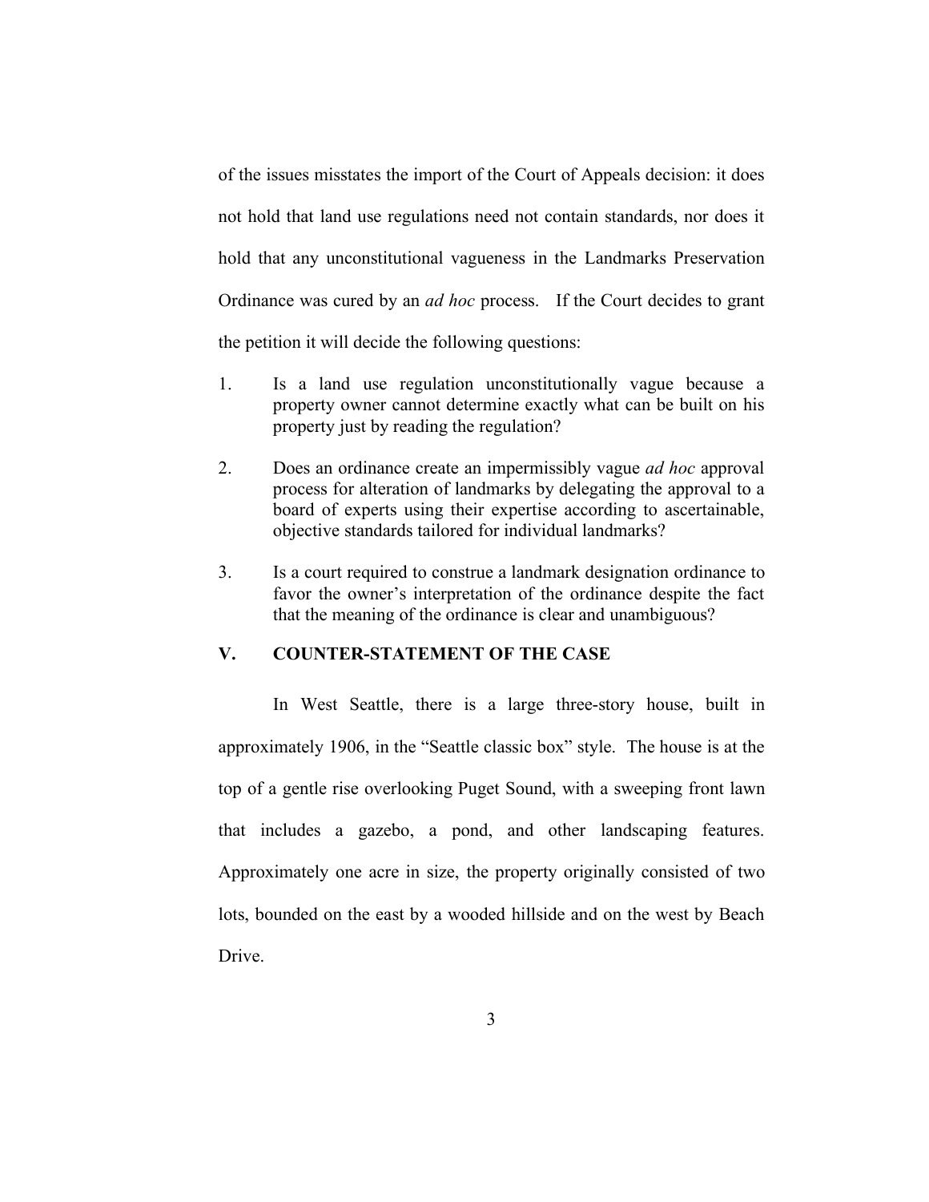of the issues misstates the import of the Court of Appeals decision: it does not hold that land use regulations need not contain standards, nor does it hold that any unconstitutional vagueness in the Landmarks Preservation Ordinance was cured by an *ad hoc* process. If the Court decides to grant the petition it will decide the following questions:

1. Is a land use regulation unconstitutionally vague because a property owner cannot determine exactly what can be built on his property just by reading the regulation?

2. Does an ordinance create an impermissibly vague *ad hoc* approval process for alteration of landmarks by delegating the approval to a board of experts using their expertise according to ascertainable, objective standards tailored for individual landmarks?

3. Is a court required to construe a landmark designation ordinance to favor the owner's interpretation of the ordinance despite the fact that the meaning of the ordinance is clear and unambiguous?

## V. COUNTER-STATEMENT OF THE CASE

In West Seattle, there is a large three-story house, built in approximately 1906, in the "Seattle classic box" style. The house is at the top of a gentle rise overlooking Puget Sound, with a sweeping front lawn that includes a gazebo, a pond, and other landscaping features. Approximately one acre in size, the property originally consisted of two lots, bounded on the east by a wooded hillside and on the west by Beach Drive.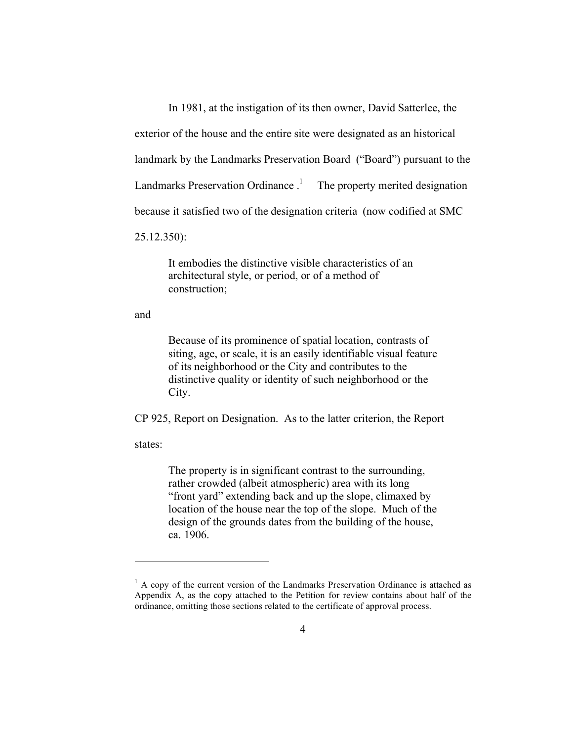In 1981, at the instigation of its then owner, David Satterlee, the exterior of the house and the entire site were designated as an historical landmark by the Landmarks Preservation Board ("Board") pursuant to the Landmarks Preservation Ordinance .[1] The property merited designation because it satisfied two of the designation criteria (now codified at SMC 25.12.350):

> It embodies the distinctive visible characteristics of an architectural style, or period, or of a method of construction;

and

> Because of its prominence of spatial location, contrasts of siting, age, or scale, it is an easily identifiable visual feature of its neighborhood or the City and contributes to the distinctive quality or identity of such neighborhood or the City.

CP 925, Report on Designation. As to the latter criterion, the Report states:

> The property is in significant contrast to the surrounding, rather crowded (albeit atmospheric) area with its long "front yard" extending back and up the slope, climaxed by location of the house near the top of the slope. Much of the design of the grounds dates from the building of the house, ca. 1906.

---

[1] A copy of the current version of the Landmarks Preservation Ordinance is attached as Appendix A, as the copy attached to the Petition for review contains about half of the ordinance, omitting those sections related to the certificate of approval process.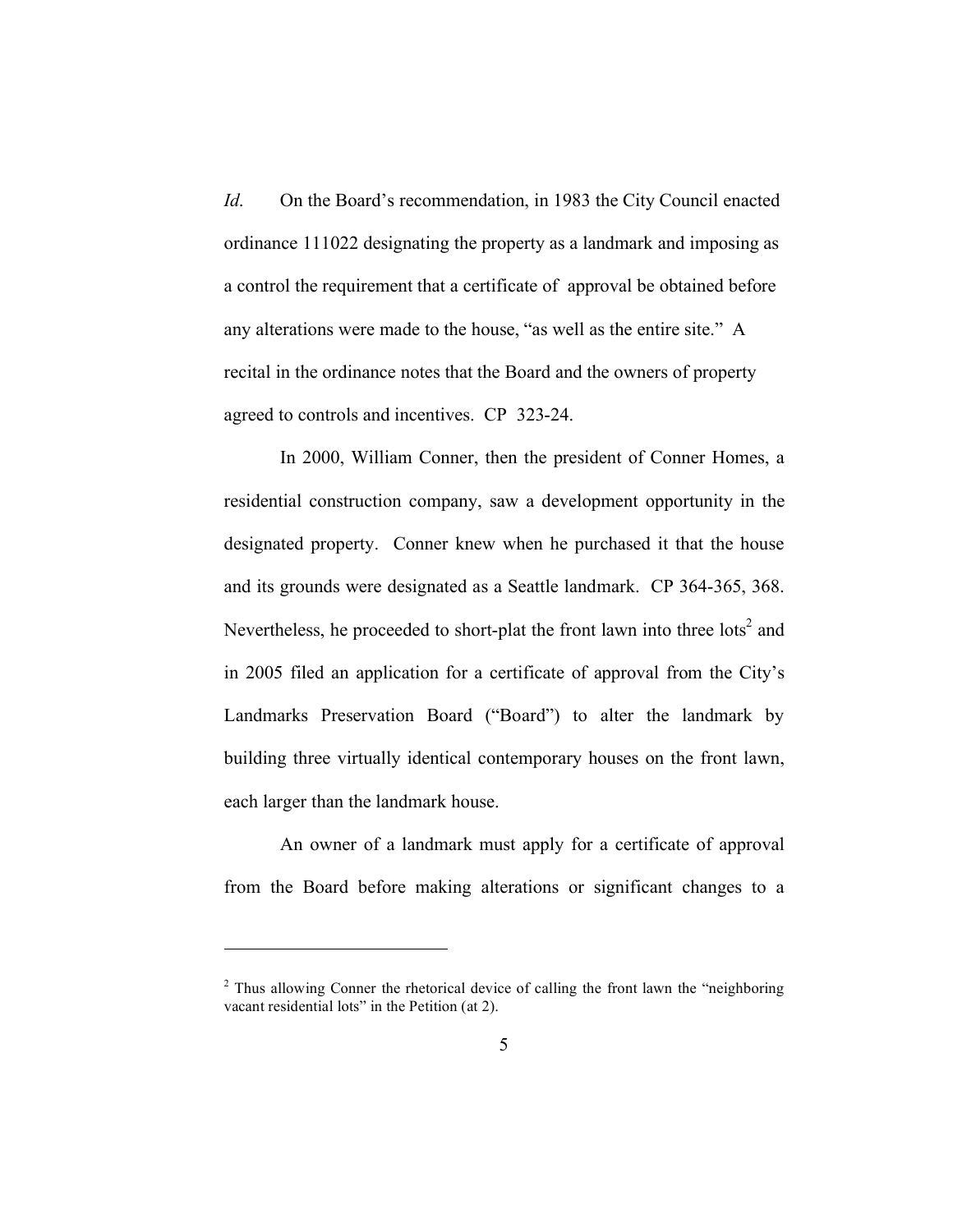*Id.* On the Board's recommendation, in 1983 the City Council enacted ordinance 111022 designating the property as a landmark and imposing as a control the requirement that a certificate of approval be obtained before any alterations were made to the house, "as well as the entire site." A recital in the ordinance notes that the Board and the owners of property agreed to controls and incentives. CP 323-24.

In 2000, William Conner, then the president of Conner Homes, a residential construction company, saw a development opportunity in the designated property. Conner knew when he purchased it that the house and its grounds were designated as a Seattle landmark. CP 364-365, 368. Nevertheless, he proceeded to short-plat the front lawn into three lots[2] and in 2005 filed an application for a certificate of approval from the City's Landmarks Preservation Board ("Board") to alter the landmark by building three virtually identical contemporary houses on the front lawn, each larger than the landmark house.

An owner of a landmark must apply for a certificate of approval from the Board before making alterations or significant changes to a

[2] Thus allowing Conner the rhetorical device of calling the front lawn the "neighboring vacant residential lots" in the Petition (at 2).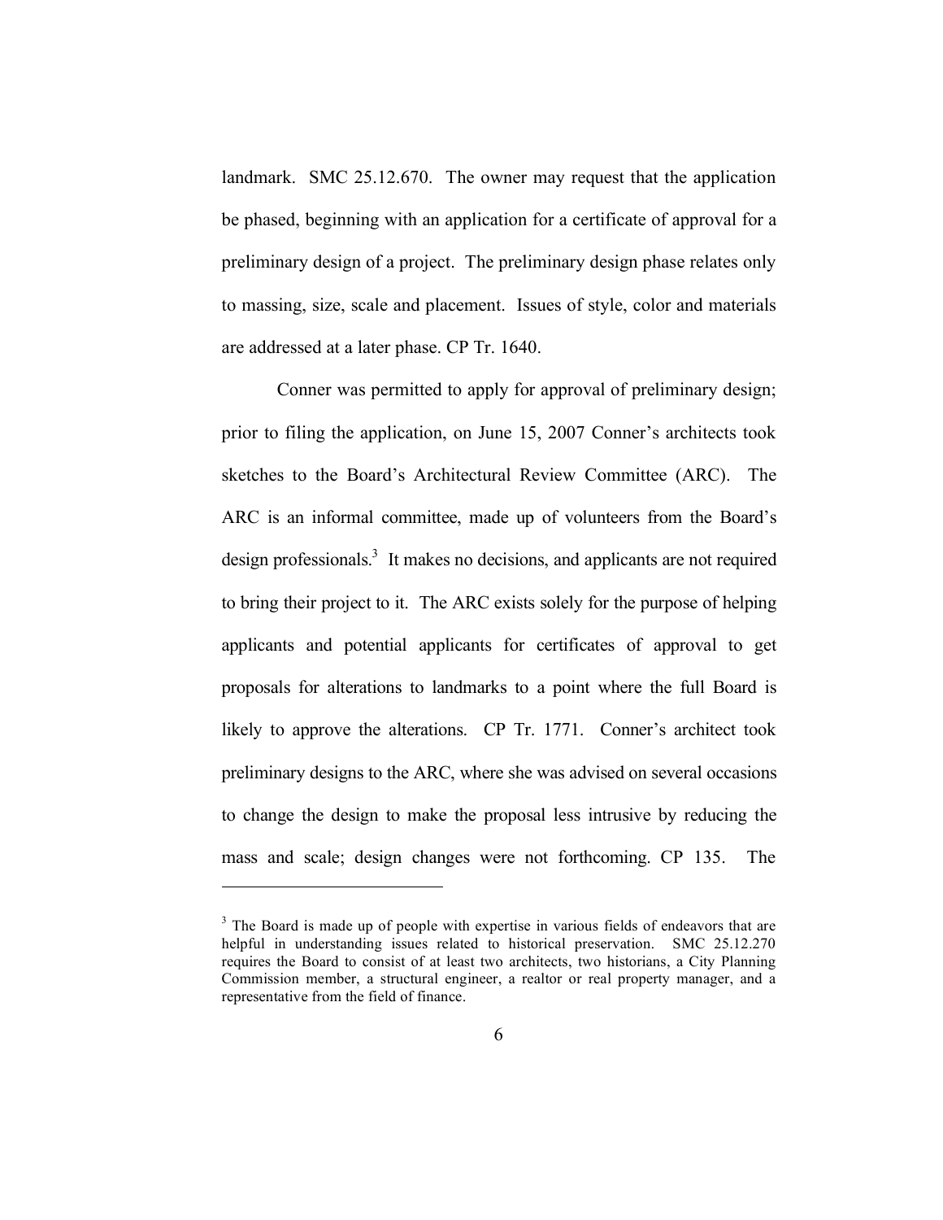landmark. SMC 25.12.670. The owner may request that the application be phased, beginning with an application for a certificate of approval for a preliminary design of a project. The preliminary design phase relates only to massing, size, scale and placement. Issues of style, color and materials are addressed at a later phase. CP Tr. 1640.

Conner was permitted to apply for approval of preliminary design; prior to filing the application, on June 15, 2007 Conner's architects took sketches to the Board's Architectural Review Committee (ARC). The ARC is an informal committee, made up of volunteers from the Board's design professionals.[3] It makes no decisions, and applicants are not required to bring their project to it. The ARC exists solely for the purpose of helping applicants and potential applicants for certificates of approval to get proposals for alterations to landmarks to a point where the full Board is likely to approve the alterations. CP Tr. 1771. Conner's architect took preliminary designs to the ARC, where she was advised on several occasions to change the design to make the proposal less intrusive by reducing the mass and scale; design changes were not forthcoming. CP 135. The

---

[3] The Board is made up of people with expertise in various fields of endeavors that are helpful in understanding issues related to historical preservation. SMC 25.12.270 requires the Board to consist of at least two architects, two historians, a City Planning Commission member, a structural engineer, a realtor or real property manager, and a representative from the field of finance.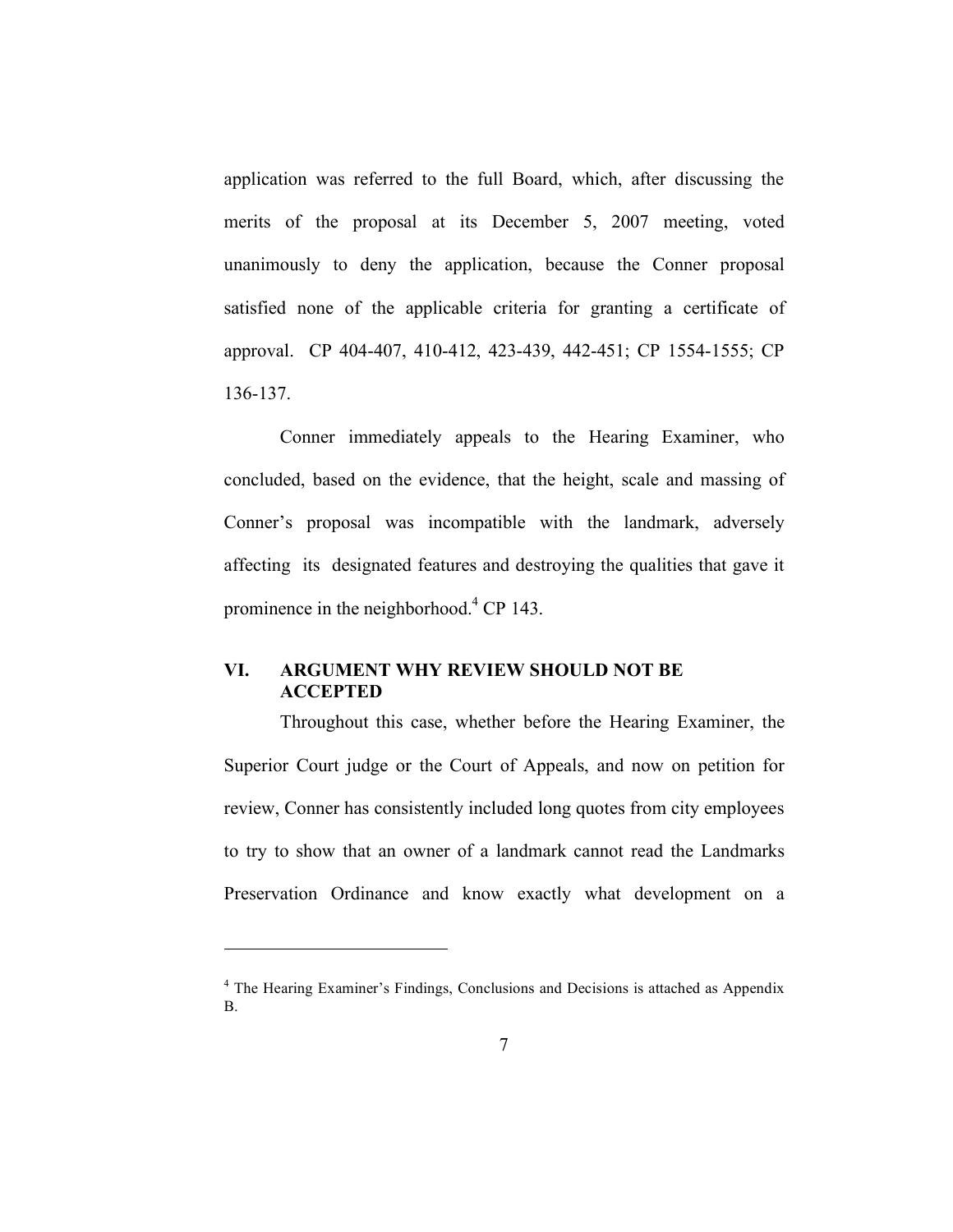application was referred to the full Board, which, after discussing the merits of the proposal at its December 5, 2007 meeting, voted unanimously to deny the application, because the Conner proposal satisfied none of the applicable criteria for granting a certificate of approval. CP 404-407, 410-412, 423-439, 442-451; CP 1554-1555; CP 136-137.

Conner immediately appeals to the Hearing Examiner, who concluded, based on the evidence, that the height, scale and massing of Conner's proposal was incompatible with the landmark, adversely affecting its designated features and destroying the qualities that gave it prominence in the neighborhood.[4] CP 143.

## VI. ARGUMENT WHY REVIEW SHOULD NOT BE ACCEPTED

Throughout this case, whether before the Hearing Examiner, the Superior Court judge or the Court of Appeals, and now on petition for review, Conner has consistently included long quotes from city employees to try to show that an owner of a landmark cannot read the Landmarks Preservation Ordinance and know exactly what development on a

---

[4] The Hearing Examiner's Findings, Conclusions and Decisions is attached as Appendix B.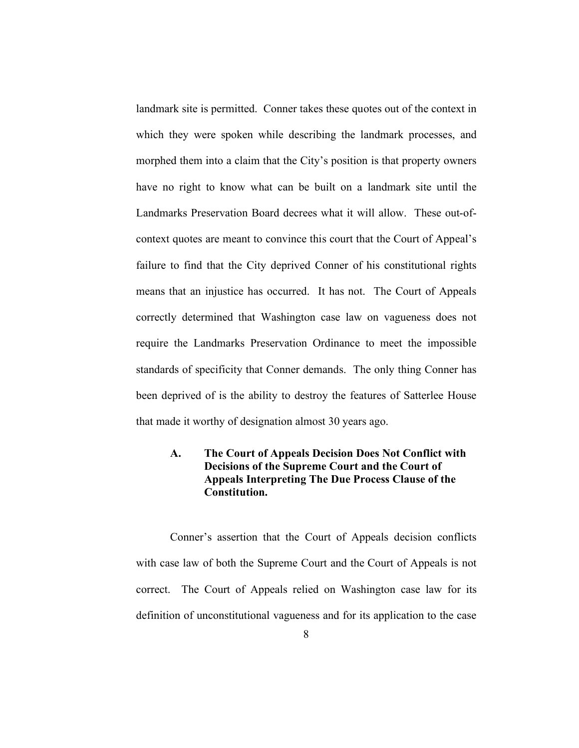landmark site is permitted. Conner takes these quotes out of the context in which they were spoken while describing the landmark processes, and morphed them into a claim that the City's position is that property owners have no right to know what can be built on a landmark site until the Landmarks Preservation Board decrees what it will allow. These out-of-context quotes are meant to convince this court that the Court of Appeal's failure to find that the City deprived Conner of his constitutional rights means that an injustice has occurred. It has not. The Court of Appeals correctly determined that Washington case law on vagueness does not require the Landmarks Preservation Ordinance to meet the impossible standards of specificity that Conner demands. The only thing Conner has been deprived of is the ability to destroy the features of Satterlee House that made it worthy of designation almost 30 years ago.

### A. The Court of Appeals Decision Does Not Conflict with Decisions of the Supreme Court and the Court of Appeals Interpreting The Due Process Clause of the Constitution.

Conner's assertion that the Court of Appeals decision conflicts with case law of both the Supreme Court and the Court of Appeals is not correct. The Court of Appeals relied on Washington case law for its definition of unconstitutional vagueness and for its application to the case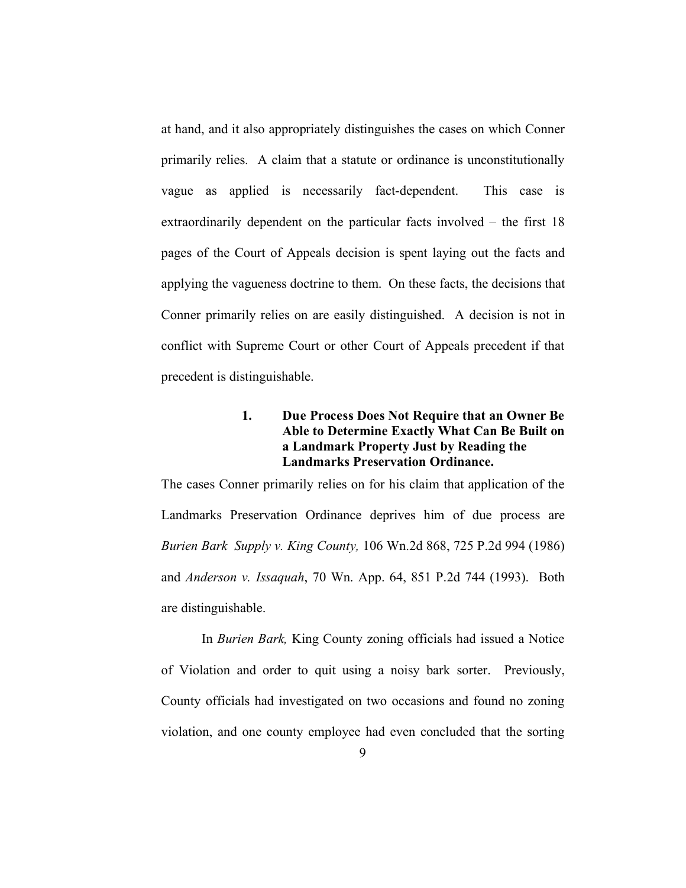at hand, and it also appropriately distinguishes the cases on which Conner primarily relies. A claim that a statute or ordinance is unconstitutionally vague as applied is necessarily fact-dependent. This case is extraordinarily dependent on the particular facts involved – the first 18 pages of the Court of Appeals decision is spent laying out the facts and applying the vagueness doctrine to them. On these facts, the decisions that Conner primarily relies on are easily distinguished. A decision is not in conflict with Supreme Court or other Court of Appeals precedent if that precedent is distinguishable.

### 1. Due Process Does Not Require that an Owner Be Able to Determine Exactly What Can Be Built on a Landmark Property Just by Reading the Landmarks Preservation Ordinance.

The cases Conner primarily relies on for his claim that application of the Landmarks Preservation Ordinance deprives him of due process are *Burien Bark Supply v. King County,* 106 Wn.2d 868, 725 P.2d 994 (1986) and *Anderson v. Issaquah*, 70 Wn. App. 64, 851 P.2d 744 (1993). Both are distinguishable.

In *Burien Bark,* King County zoning officials had issued a Notice of Violation and order to quit using a noisy bark sorter. Previously, County officials had investigated on two occasions and found no zoning violation, and one county employee had even concluded that the sorting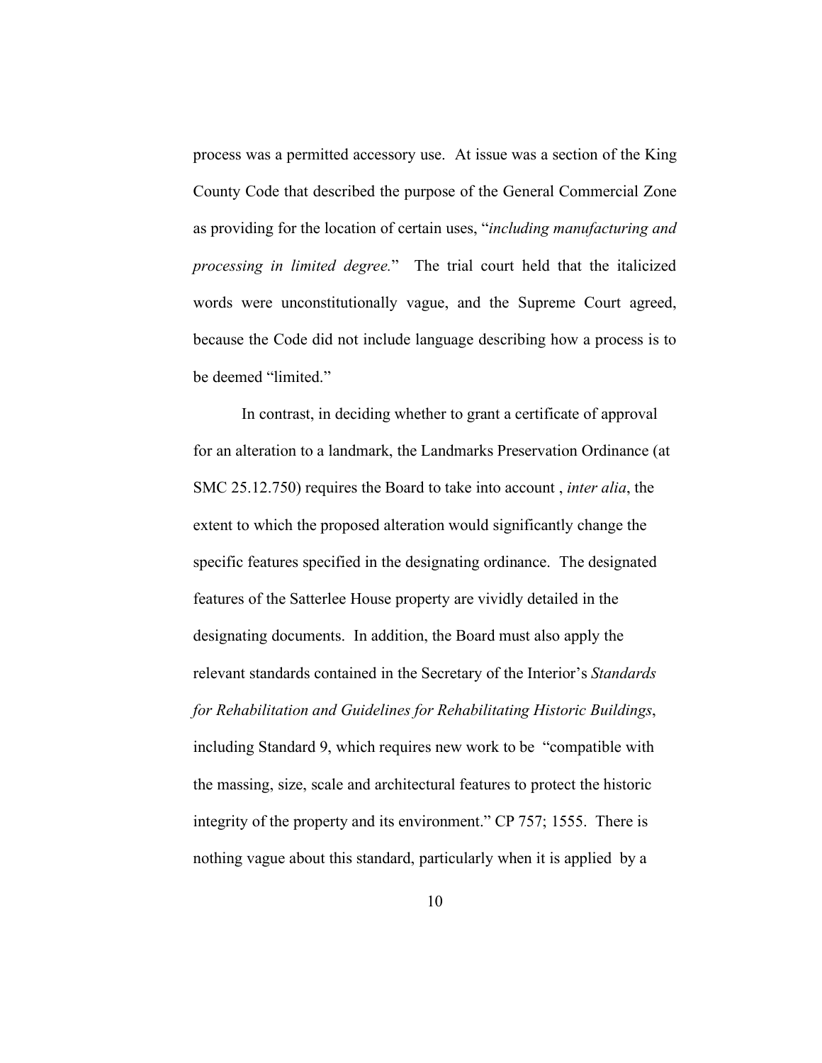process was a permitted accessory use. At issue was a section of the King County Code that described the purpose of the General Commercial Zone as providing for the location of certain uses, "*including manufacturing and processing in limited degree.*" The trial court held that the italicized words were unconstitutionally vague, and the Supreme Court agreed, because the Code did not include language describing how a process is to be deemed "limited."

In contrast, in deciding whether to grant a certificate of approval for an alteration to a landmark, the Landmarks Preservation Ordinance (at SMC 25.12.750) requires the Board to take into account , *inter alia*, the extent to which the proposed alteration would significantly change the specific features specified in the designating ordinance. The designated features of the Satterlee House property are vividly detailed in the designating documents. In addition, the Board must also apply the relevant standards contained in the Secretary of the Interior's *Standards for Rehabilitation and Guidelines for Rehabilitating Historic Buildings*, including Standard 9, which requires new work to be "compatible with the massing, size, scale and architectural features to protect the historic integrity of the property and its environment." CP 757; 1555. There is nothing vague about this standard, particularly when it is applied by a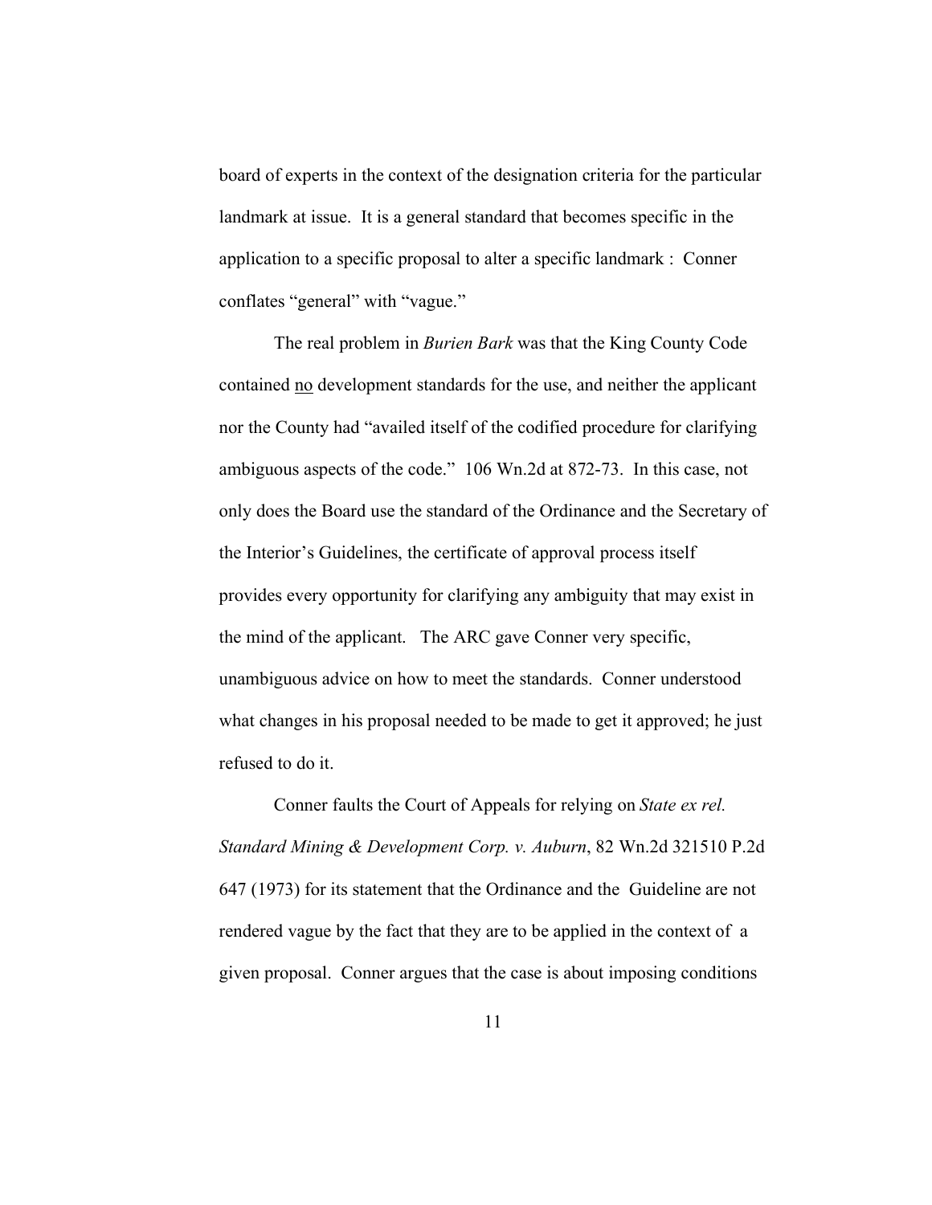board of experts in the context of the designation criteria for the particular landmark at issue. It is a general standard that becomes specific in the application to a specific proposal to alter a specific landmark : Conner conflates "general" with "vague."

The real problem in *Burien Bark* was that the King County Code contained <u>no</u> development standards for the use, and neither the applicant nor the County had "availed itself of the codified procedure for clarifying ambiguous aspects of the code." 106 Wn.2d at 872-73. In this case, not only does the Board use the standard of the Ordinance and the Secretary of the Interior's Guidelines, the certificate of approval process itself provides every opportunity for clarifying any ambiguity that may exist in the mind of the applicant. The ARC gave Conner very specific, unambiguous advice on how to meet the standards. Conner understood what changes in his proposal needed to be made to get it approved; he just refused to do it.

Conner faults the Court of Appeals for relying on *State ex rel. Standard Mining & Development Corp. v. Auburn*, 82 Wn.2d 321510 P.2d 647 (1973) for its statement that the Ordinance and the Guideline are not rendered vague by the fact that they are to be applied in the context of a given proposal. Conner argues that the case is about imposing conditions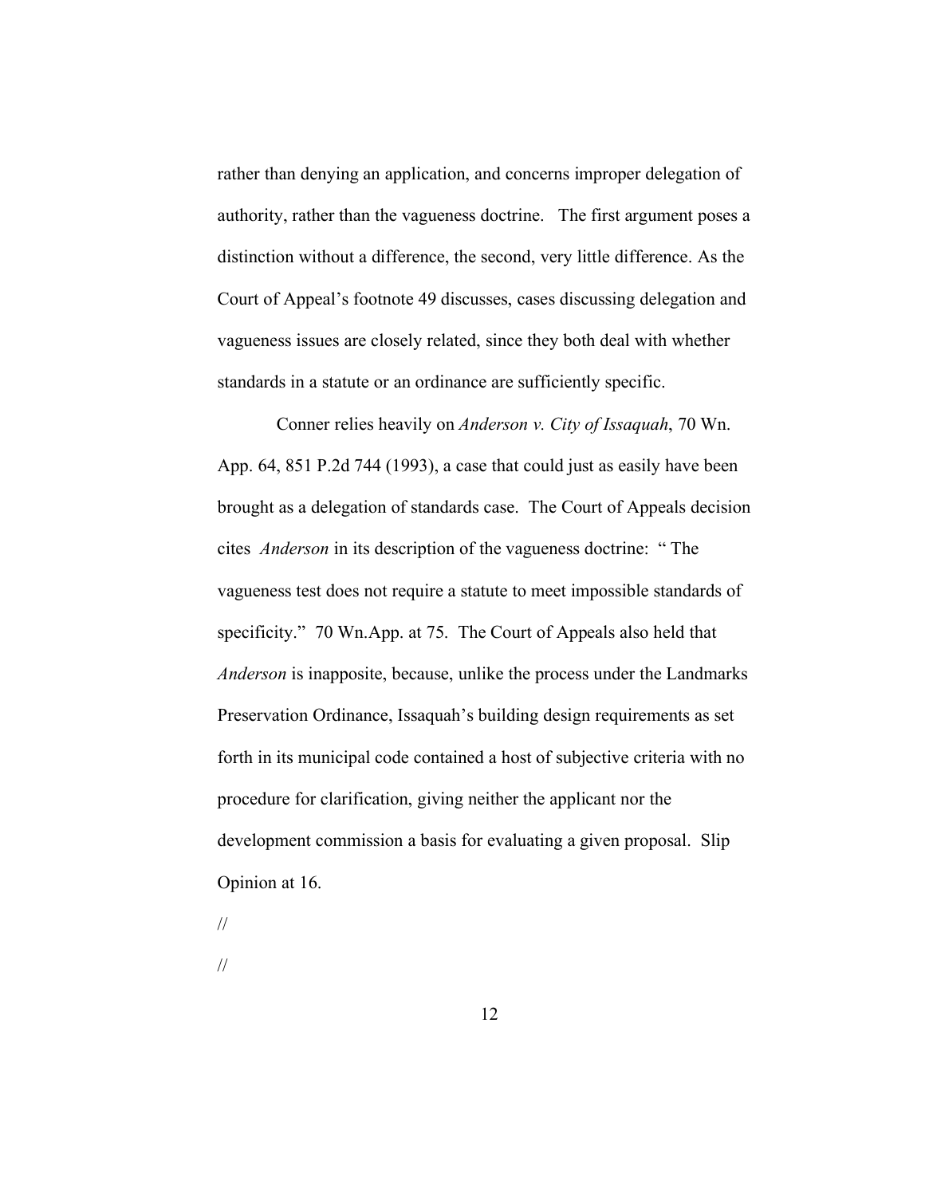rather than denying an application, and concerns improper delegation of authority, rather than the vagueness doctrine. The first argument poses a distinction without a difference, the second, very little difference. As the Court of Appeal's footnote 49 discusses, cases discussing delegation and vagueness issues are closely related, since they both deal with whether standards in a statute or an ordinance are sufficiently specific.

Conner relies heavily on *Anderson v. City of Issaquah*, 70 Wn. App. 64, 851 P.2d 744 (1993), a case that could just as easily have been brought as a delegation of standards case. The Court of Appeals decision cites *Anderson* in its description of the vagueness doctrine: " The vagueness test does not require a statute to meet impossible standards of specificity." 70 Wn.App. at 75. The Court of Appeals also held that *Anderson* is inapposite, because, unlike the process under the Landmarks Preservation Ordinance, Issaquah's building design requirements as set forth in its municipal code contained a host of subjective criteria with no procedure for clarification, giving neither the applicant nor the development commission a basis for evaluating a given proposal. Slip Opinion at 16.

//

//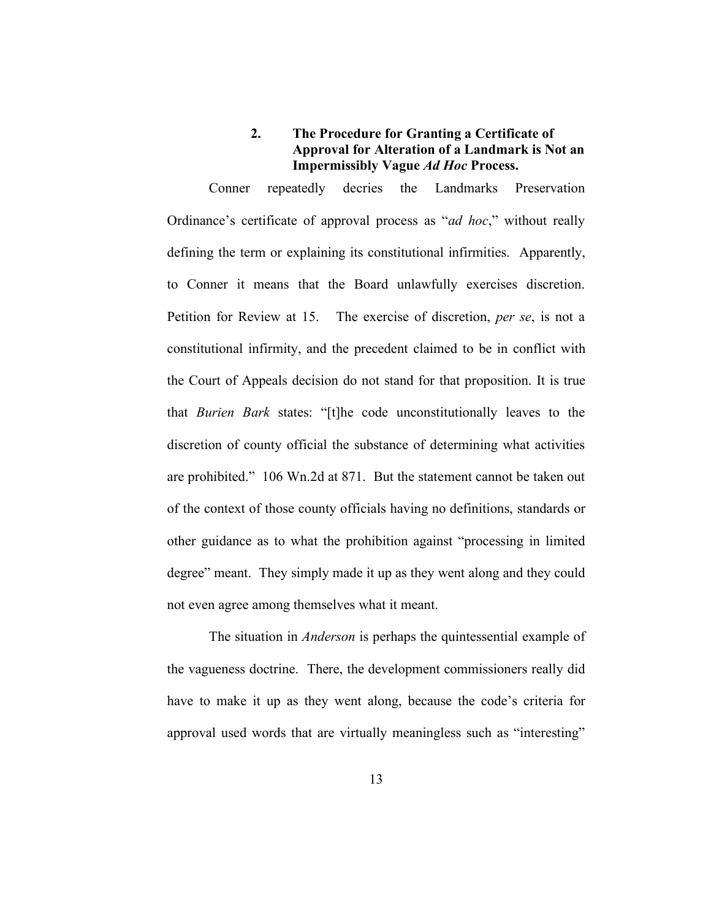### 2. The Procedure for Granting a Certificate of Approval for Alteration of a Landmark is Not an Impermissibly Vague *Ad Hoc* Process.

Conner repeatedly decries the Landmarks Preservation Ordinance's certificate of approval process as "*ad hoc*," without really defining the term or explaining its constitutional infirmities. Apparently, to Conner it means that the Board unlawfully exercises discretion. Petition for Review at 15. The exercise of discretion, *per se*, is not a constitutional infirmity, and the precedent claimed to be in conflict with the Court of Appeals decision do not stand for that proposition. It is true that *Burien Bark* states: "[t]he code unconstitutionally leaves to the discretion of county official the substance of determining what activities are prohibited." 106 Wn.2d at 871. But the statement cannot be taken out of the context of those county officials having no definitions, standards or other guidance as to what the prohibition against "processing in limited degree" meant. They simply made it up as they went along and they could not even agree among themselves what it meant.

The situation in *Anderson* is perhaps the quintessential example of the vagueness doctrine. There, the development commissioners really did have to make it up as they went along, because the code's criteria for approval used words that are virtually meaningless such as "interesting"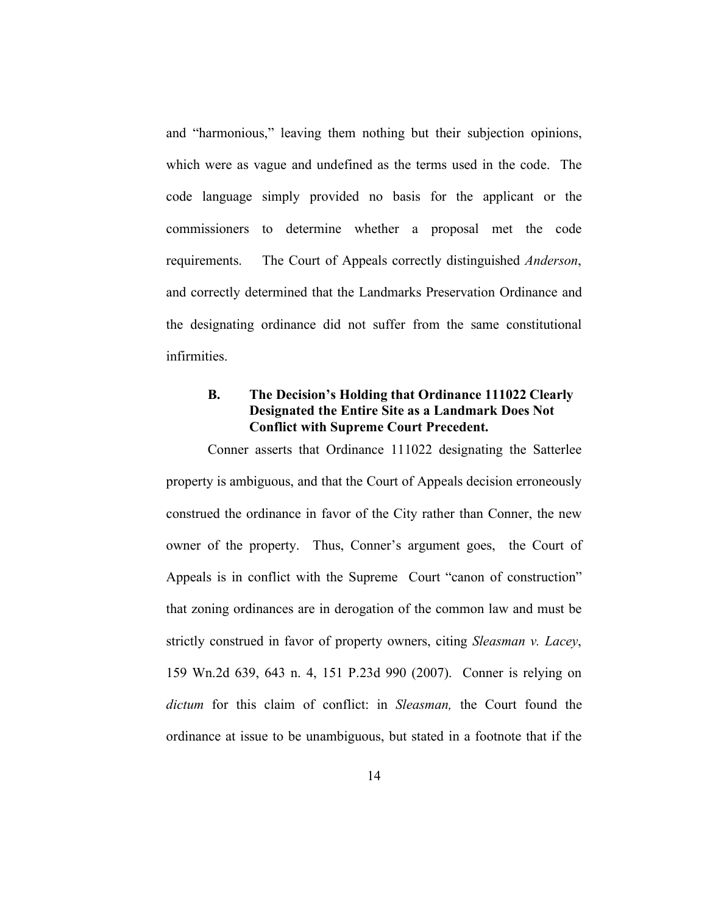and "harmonious," leaving them nothing but their subjection opinions, which were as vague and undefined as the terms used in the code. The code language simply provided no basis for the applicant or the commissioners to determine whether a proposal met the code requirements. The Court of Appeals correctly distinguished *Anderson*, and correctly determined that the Landmarks Preservation Ordinance and the designating ordinance did not suffer from the same constitutional infirmities.

### B. The Decision's Holding that Ordinance 111022 Clearly Designated the Entire Site as a Landmark Does Not Conflict with Supreme Court Precedent.

Conner asserts that Ordinance 111022 designating the Satterlee property is ambiguous, and that the Court of Appeals decision erroneously construed the ordinance in favor of the City rather than Conner, the new owner of the property. Thus, Conner's argument goes, the Court of Appeals is in conflict with the Supreme Court "canon of construction" that zoning ordinances are in derogation of the common law and must be strictly construed in favor of property owners, citing *Sleasman v. Lacey*, 159 Wn.2d 639, 643 n. 4, 151 P.23d 990 (2007). Conner is relying on *dictum* for this claim of conflict: in *Sleasman,* the Court found the ordinance at issue to be unambiguous, but stated in a footnote that if the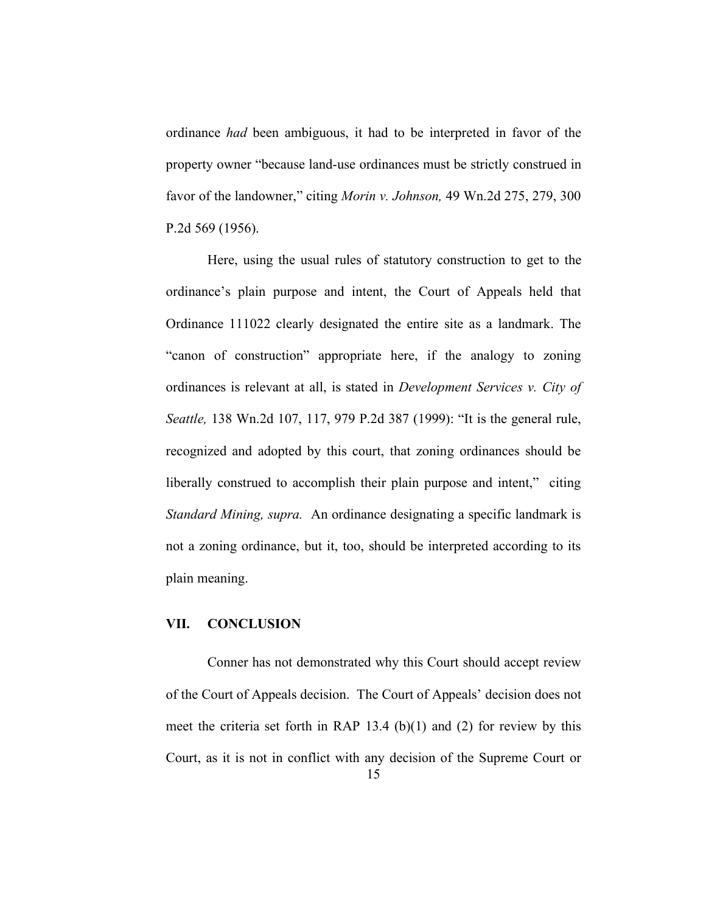ordinance *had* been ambiguous, it had to be interpreted in favor of the property owner "because land-use ordinances must be strictly construed in favor of the landowner," citing *Morin v. Johnson,* 49 Wn.2d 275, 279, 300 P.2d 569 (1956).

Here, using the usual rules of statutory construction to get to the ordinance's plain purpose and intent, the Court of Appeals held that Ordinance 111022 clearly designated the entire site as a landmark. The "canon of construction" appropriate here, if the analogy to zoning ordinances is relevant at all, is stated in *Development Services v. City of Seattle,* 138 Wn.2d 107, 117, 979 P.2d 387 (1999): "It is the general rule, recognized and adopted by this court, that zoning ordinances should be liberally construed to accomplish their plain purpose and intent," citing *Standard Mining, supra.* An ordinance designating a specific landmark is not a zoning ordinance, but it, too, should be interpreted according to its plain meaning.

## VII. CONCLUSION

Conner has not demonstrated why this Court should accept review of the Court of Appeals decision. The Court of Appeals' decision does not meet the criteria set forth in RAP 13.4 (b)(1) and (2) for review by this Court, as it is not in conflict with any decision of the Supreme Court or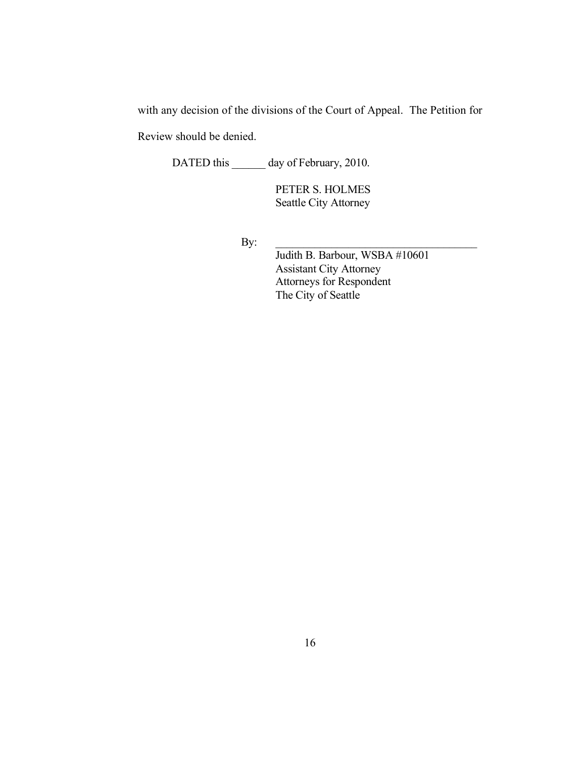with any decision of the divisions of the Court of Appeal. The Petition for Review should be denied.

DATED this ______ day of February, 2010.

PETER S. HOLMES
Seattle City Attorney

By: ______________________________________
Judith B. Barbour, WSBA #10601
Assistant City Attorney
Attorneys for Respondent
The City of Seattle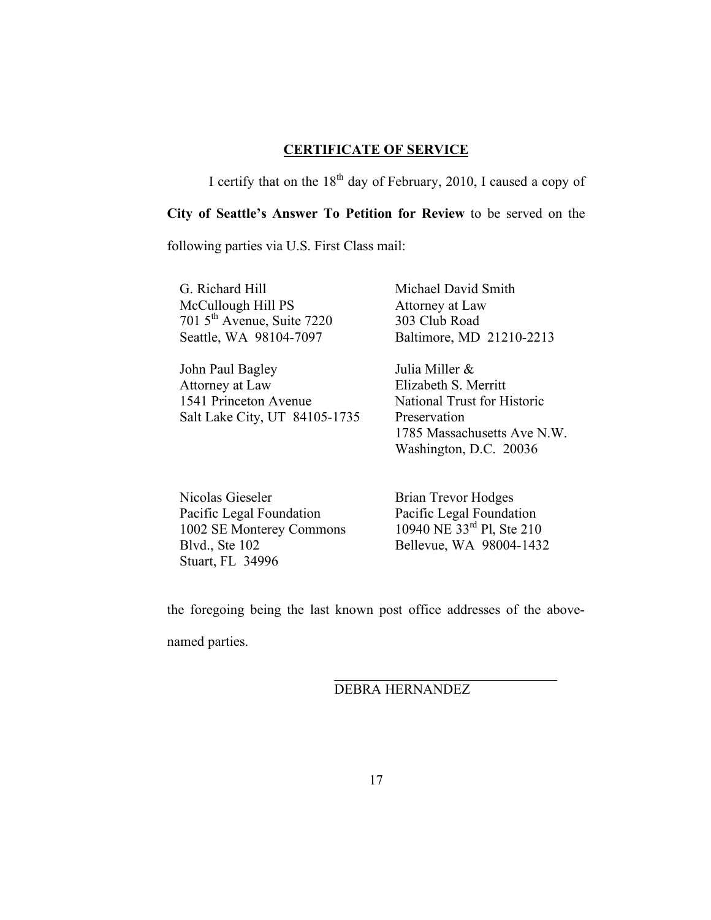## CERTIFICATE OF SERVICE

I certify that on the 18th day of February, 2010, I caused a copy of **City of Seattle's Answer To Petition for Review** to be served on the following parties via U.S. First Class mail:

G. Richard Hill
McCullough Hill PS
701 5th Avenue, Suite 7220
Seattle, WA 98104-7097

Michael David Smith
Attorney at Law
303 Club Road
Baltimore, MD 21210-2213

John Paul Bagley
Attorney at Law
1541 Princeton Avenue
Salt Lake City, UT 84105-1735

Julia Miller &
Elizabeth S. Merritt
National Trust for Historic Preservation
1785 Massachusetts Ave N.W.
Washington, D.C. 20036

Nicolas Gieseler
Pacific Legal Foundation
1002 SE Monterey Commons Blvd., Ste 102
Stuart, FL 34996

Brian Trevor Hodges
Pacific Legal Foundation
10940 NE 33rd Pl, Ste 210
Bellevue, WA 98004-1432

the foregoing being the last known post office addresses of the above-named parties.

\_\_\_\_\_\_\_\_\_\_\_\_\_\_\_\_\_\_\_\_\_\_\_\_\_\_\_\_\_\_\_\_
DEBRA HERNANDEZ